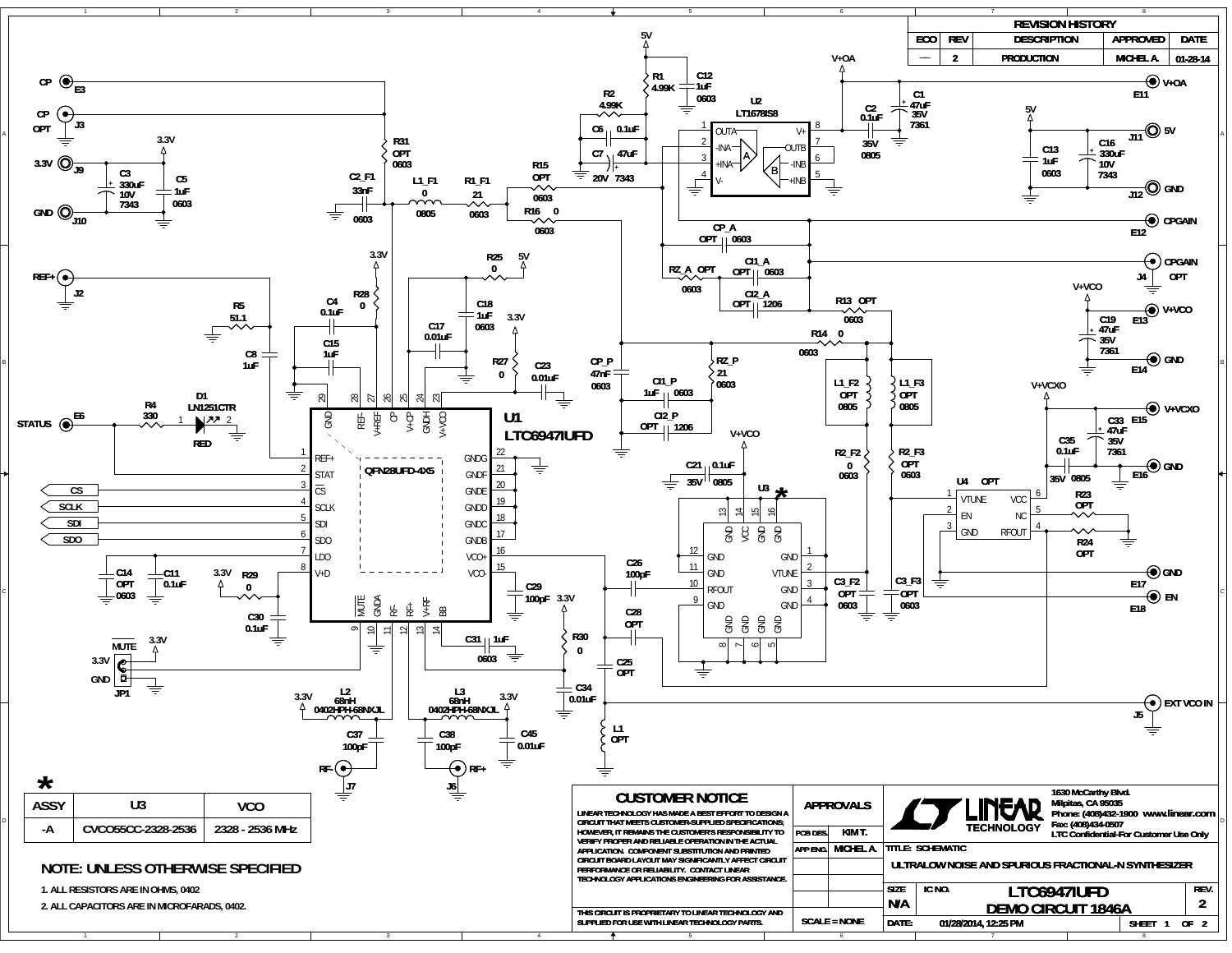| REVISION HISTORY | | | | |
|---|---|---|---|---|
| ECO | REV | DESCRIPTION | APPROVED | DATE |
| — | 2 | PRODUCTION | MICHEL A. | 01-28-14 |

U1 LTC6947IUFD (QFN28UFD-4X5)

U2 LT1678IS8

U3 *

U4 OPT

| ASSY | U3 | VCO |
|---|---|---|
| -A | CVCO55CC-2328-2536 | 2328 - 2536 MHz |

## NOTE: UNLESS OTHERWISE SPECIFIED

1. ALL RESISTORS ARE IN OHMS, 0402
2. ALL CAPACITORS ARE IN MICROFARADS, 0402.

### CUSTOMER NOTICE

LINEAR TECHNOLOGY HAS MADE A BEST EFFORT TO DESIGN A CIRCUIT THAT MEETS CUSTOMER-SUPPLIED SPECIFICATIONS; HOWEVER, IT REMAINS THE CUSTOMER'S RESPONSIBILITY TO VERIFY PROPER AND RELIABLE OPERATION IN THE ACTUAL APPLICATION. COMPONENT SUBSTITUTION AND PRINTED CIRCUIT BOARD LAYOUT MAY SIGNIFICANTLY AFFECT CIRCUIT PERFORMANCE OR RELIABILITY. CONTACT LINEAR TECHNOLOGY APPLICATIONS ENGINEERING FOR ASSISTANCE.

THIS CIRCUIT IS PROPRIETARY TO LINEAR TECHNOLOGY AND SUPPLIED FOR USE WITH LINEAR TECHNOLOGY PARTS.

| APPROVALS | |
|---|---|
| PCB DES. | KIM T. |
| APP ENG. | MICHEL A. |

SCALE = NONE

LINEAR TECHNOLOGY

1630 McCarthy Blvd.
Milpitas, CA 95035
Phone: (408)432-1900 www.linear.com
Fax: (408)434-0507
LTC Confidential-For Customer Use Only

TITLE: SCHEMATIC

ULTRALOW NOISE AND SPURIOUS FRACTIONAL-N SYNTHESIZER

| SIZE | IC NO. | | REV. |
|---|---|---|---|
| N/A | | LTC6947IUFD DEMO CIRCUIT 1846A | 2 |
| DATE: | 01/28/2014, 12:25 PM | SHEET 1 OF 2 | |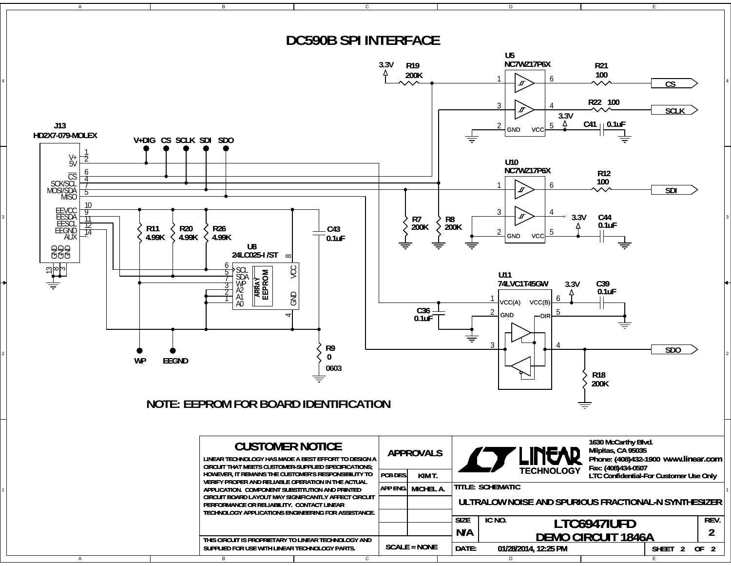# DC590B SPI INTERFACE

U5
NC7WZ17P6X

3.3V
R19
200K

R21
100

CS

R22 100

SCLK

3.3V
C41 0.1uF

J13
HD2X7-079-MOLEX

V+DIG CS SCLK SDI SDO

V+
5V
CS
SCK/SCL
MOSI/SDA
MISO
EEVCC
EESDA
EESCL
EEGND
AUX
GND GND GND

U10
NC7WZ17P6X

R12
100

SDI

R7
200K

R8
200K

3.3V
C44
0.1uF

R11
4.99K

R20
4.99K

R26
4.99K

C43
0.1uF

U8
24LC025-I /ST

SCL
SDA
WP
A2
A1
A0
VCC
GND
ARRAY
EEPROM

U11
74LVC1T45GW

3.3V
C39
0.1uF

VCC(A)
GND
VCC(B)
DIR

C36
0.1uF

R9
0
0603

SDO

R18
200K

WP
EEGND

NOTE: EEPROM FOR BOARD IDENTIFICATION

## CUSTOMER NOTICE

LINEAR TECHNOLOGY HAS MADE A BEST EFFORT TO DESIGN A CIRCUIT THAT MEETS CUSTOMER-SUPPLIED SPECIFICATIONS; HOWEVER, IT REMAINS THE CUSTOMER'S RESPONSIBILITY TO VERIFY PROPER AND RELIABLE OPERATION IN THE ACTUAL APPLICATION. COMPONENT SUBSTITUTION AND PRINTED CIRCUIT BOARD LAYOUT MAY SIGNIFICANTLY AFFECT CIRCUIT PERFORMANCE OR RELIABILITY. CONTACT LINEAR TECHNOLOGY APPLICATIONS ENGINEERING FOR ASSISTANCE.

THIS CIRCUIT IS PROPRIETARY TO LINEAR TECHNOLOGY AND SUPPLIED FOR USE WITH LINEAR TECHNOLOGY PARTS.

| APPROVALS | |
|---|---|
| PCB DES. | KIM T. |
| APP ENG. | MICHEL A. |

SCALE = NONE

LINEAR TECHNOLOGY

1630 McCarthy Blvd.
Milpitas, CA 95035
Phone: (408)432-1900 www.linear.com
Fax: (408)434-0507
LTC Confidential-For Customer Use Only

TITLE: SCHEMATIC

ULTRALOW NOISE AND SPURIOUS FRACTIONAL-N SYNTHESIZER

SIZE: N/A
IC NO. LTC6947IUFD
DEMO CIRCUIT 1846A
REV. 2

DATE: 01/28/2014, 12:25 PM
SHEET 2 OF 2